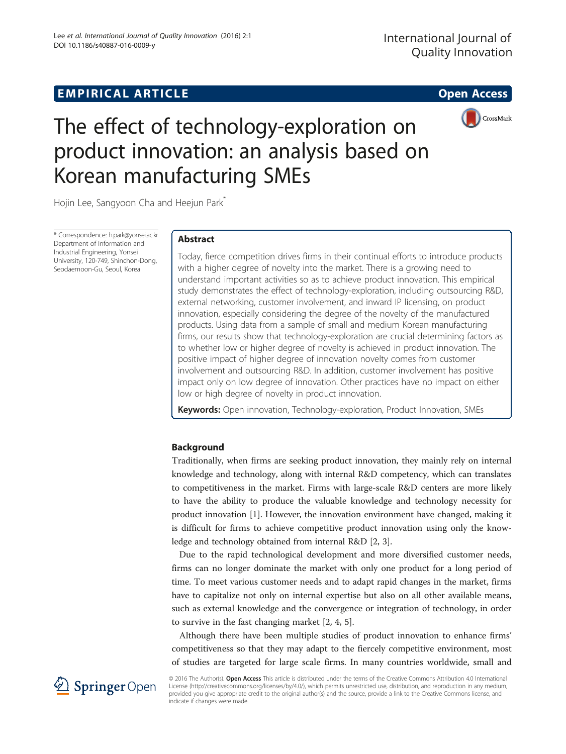EMPIRICAL ARTICLE

Open Access

# The effect of technology-exploration on product innovation: an analysis based on Korean manufacturing SMEs

Hojin Lee, Sangyoon Cha and Heejun Park*

* Correspondence: h.park@yonsei.ac.kr
Department of Information and Industrial Engineering, Yonsei University, 120-749, Shinchon-Dong, Seodaemoon-Gu, Seoul, Korea

## Abstract

Today, fierce competition drives firms in their continual efforts to introduce products with a higher degree of novelty into the market. There is a growing need to understand important activities so as to achieve product innovation. This empirical study demonstrates the effect of technology-exploration, including outsourcing R&D, external networking, customer involvement, and inward IP licensing, on product innovation, especially considering the degree of the novelty of the manufactured products. Using data from a sample of small and medium Korean manufacturing firms, our results show that technology-exploration are crucial determining factors as to whether low or higher degree of novelty is achieved in product innovation. The positive impact of higher degree of innovation novelty comes from customer involvement and outsourcing R&D. In addition, customer involvement has positive impact only on low degree of innovation. Other practices have no impact on either low or high degree of novelty in product innovation.

**Keywords:** Open innovation, Technology-exploration, Product Innovation, SMEs

## Background

Traditionally, when firms are seeking product innovation, they mainly rely on internal knowledge and technology, along with internal R&D competency, which can translates to competitiveness in the market. Firms with large-scale R&D centers are more likely to have the ability to produce the valuable knowledge and technology necessity for product innovation [1]. However, the innovation environment have changed, making it is difficult for firms to achieve competitive product innovation using only the knowledge and technology obtained from internal R&D [2, 3].

Due to the rapid technological development and more diversified customer needs, firms can no longer dominate the market with only one product for a long period of time. To meet various customer needs and to adapt rapid changes in the market, firms have to capitalize not only on internal expertise but also on all other available means, such as external knowledge and the convergence or integration of technology, in order to survive in the fast changing market [2, 4, 5].

Although there have been multiple studies of product innovation to enhance firms' competitiveness so that they may adapt to the fiercely competitive environment, most of studies are targeted for large scale firms. In many countries worldwide, small and

© 2016 The Author(s). **Open Access** This article is distributed under the terms of the Creative Commons Attribution 4.0 International License (http://creativecommons.org/licenses/by/4.0/), which permits unrestricted use, distribution, and reproduction in any medium, provided you give appropriate credit to the original author(s) and the source, provide a link to the Creative Commons license, and indicate if changes were made.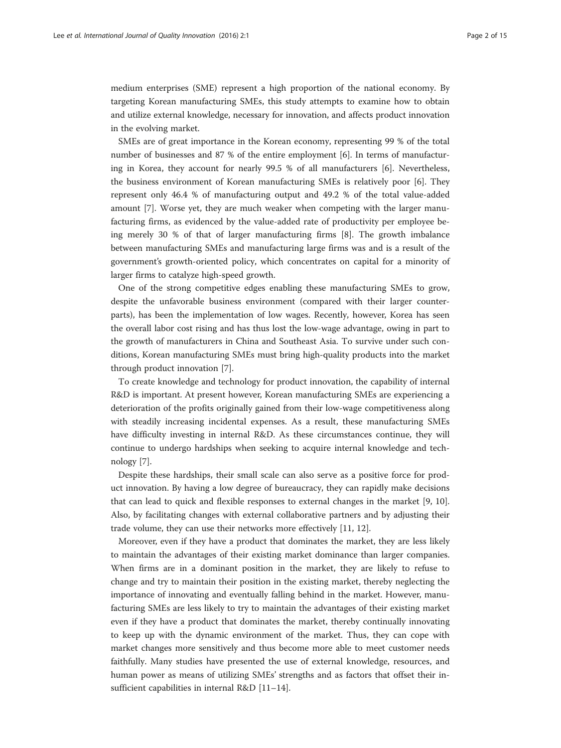medium enterprises (SME) represent a high proportion of the national economy. By targeting Korean manufacturing SMEs, this study attempts to examine how to obtain and utilize external knowledge, necessary for innovation, and affects product innovation in the evolving market.

SMEs are of great importance in the Korean economy, representing 99 % of the total number of businesses and 87 % of the entire employment [6]. In terms of manufacturing in Korea, they account for nearly 99.5 % of all manufacturers [6]. Nevertheless, the business environment of Korean manufacturing SMEs is relatively poor [6]. They represent only 46.4 % of manufacturing output and 49.2 % of the total value-added amount [7]. Worse yet, they are much weaker when competing with the larger manufacturing firms, as evidenced by the value-added rate of productivity per employee being merely 30 % of that of larger manufacturing firms [8]. The growth imbalance between manufacturing SMEs and manufacturing large firms was and is a result of the government's growth-oriented policy, which concentrates on capital for a minority of larger firms to catalyze high-speed growth.

One of the strong competitive edges enabling these manufacturing SMEs to grow, despite the unfavorable business environment (compared with their larger counterparts), has been the implementation of low wages. Recently, however, Korea has seen the overall labor cost rising and has thus lost the low-wage advantage, owing in part to the growth of manufacturers in China and Southeast Asia. To survive under such conditions, Korean manufacturing SMEs must bring high-quality products into the market through product innovation [7].

To create knowledge and technology for product innovation, the capability of internal R&D is important. At present however, Korean manufacturing SMEs are experiencing a deterioration of the profits originally gained from their low-wage competitiveness along with steadily increasing incidental expenses. As a result, these manufacturing SMEs have difficulty investing in internal R&D. As these circumstances continue, they will continue to undergo hardships when seeking to acquire internal knowledge and technology [7].

Despite these hardships, their small scale can also serve as a positive force for product innovation. By having a low degree of bureaucracy, they can rapidly make decisions that can lead to quick and flexible responses to external changes in the market [9, 10]. Also, by facilitating changes with external collaborative partners and by adjusting their trade volume, they can use their networks more effectively [11, 12].

Moreover, even if they have a product that dominates the market, they are less likely to maintain the advantages of their existing market dominance than larger companies. When firms are in a dominant position in the market, they are likely to refuse to change and try to maintain their position in the existing market, thereby neglecting the importance of innovating and eventually falling behind in the market. However, manufacturing SMEs are less likely to try to maintain the advantages of their existing market even if they have a product that dominates the market, thereby continually innovating to keep up with the dynamic environment of the market. Thus, they can cope with market changes more sensitively and thus become more able to meet customer needs faithfully. Many studies have presented the use of external knowledge, resources, and human power as means of utilizing SMEs' strengths and as factors that offset their insufficient capabilities in internal R&D [11–14].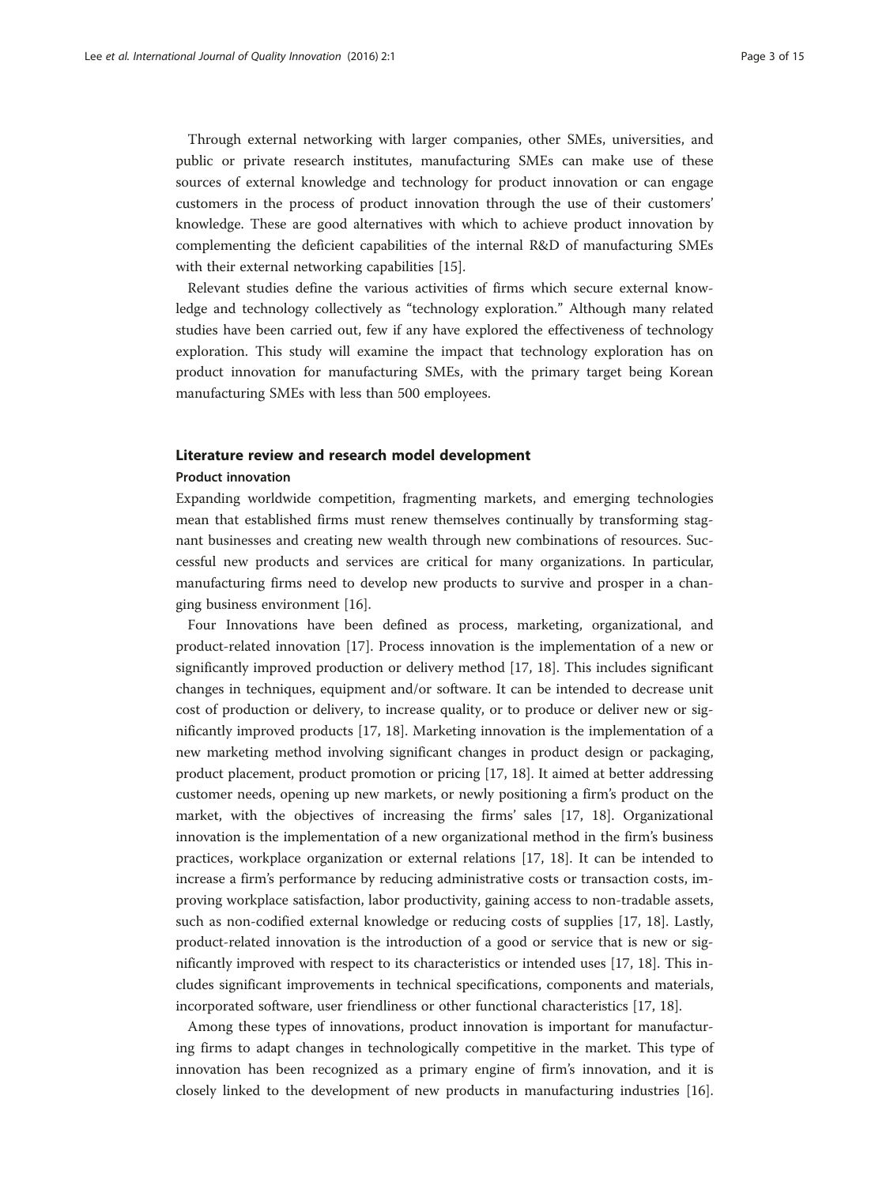Through external networking with larger companies, other SMEs, universities, and public or private research institutes, manufacturing SMEs can make use of these sources of external knowledge and technology for product innovation or can engage customers in the process of product innovation through the use of their customers' knowledge. These are good alternatives with which to achieve product innovation by complementing the deficient capabilities of the internal R&D of manufacturing SMEs with their external networking capabilities [15].

Relevant studies define the various activities of firms which secure external knowledge and technology collectively as "technology exploration." Although many related studies have been carried out, few if any have explored the effectiveness of technology exploration. This study will examine the impact that technology exploration has on product innovation for manufacturing SMEs, with the primary target being Korean manufacturing SMEs with less than 500 employees.

## Literature review and research model development

### Product innovation

Expanding worldwide competition, fragmenting markets, and emerging technologies mean that established firms must renew themselves continually by transforming stagnant businesses and creating new wealth through new combinations of resources. Successful new products and services are critical for many organizations. In particular, manufacturing firms need to develop new products to survive and prosper in a changing business environment [16].

Four Innovations have been defined as process, marketing, organizational, and product-related innovation [17]. Process innovation is the implementation of a new or significantly improved production or delivery method [17, 18]. This includes significant changes in techniques, equipment and/or software. It can be intended to decrease unit cost of production or delivery, to increase quality, or to produce or deliver new or significantly improved products [17, 18]. Marketing innovation is the implementation of a new marketing method involving significant changes in product design or packaging, product placement, product promotion or pricing [17, 18]. It aimed at better addressing customer needs, opening up new markets, or newly positioning a firm's product on the market, with the objectives of increasing the firms' sales [17, 18]. Organizational innovation is the implementation of a new organizational method in the firm's business practices, workplace organization or external relations [17, 18]. It can be intended to increase a firm's performance by reducing administrative costs or transaction costs, improving workplace satisfaction, labor productivity, gaining access to non-tradable assets, such as non-codified external knowledge or reducing costs of supplies [17, 18]. Lastly, product-related innovation is the introduction of a good or service that is new or significantly improved with respect to its characteristics or intended uses [17, 18]. This includes significant improvements in technical specifications, components and materials, incorporated software, user friendliness or other functional characteristics [17, 18].

Among these types of innovations, product innovation is important for manufacturing firms to adapt changes in technologically competitive in the market. This type of innovation has been recognized as a primary engine of firm's innovation, and it is closely linked to the development of new products in manufacturing industries [16].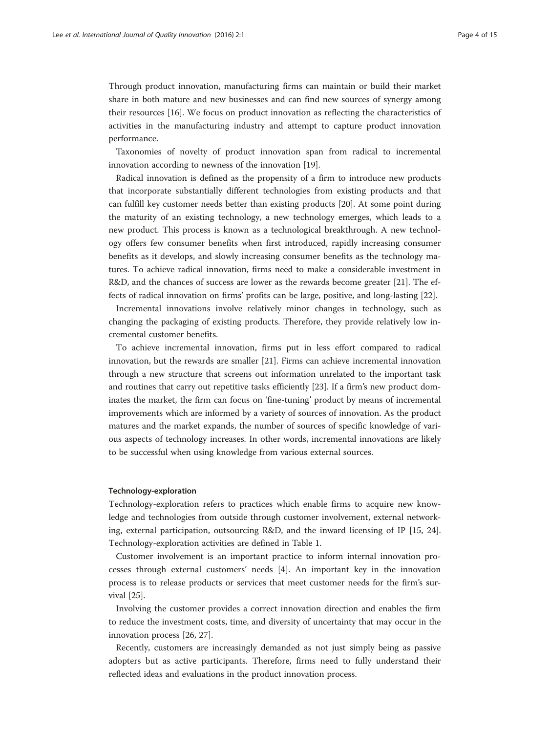Through product innovation, manufacturing firms can maintain or build their market share in both mature and new businesses and can find new sources of synergy among their resources [16]. We focus on product innovation as reflecting the characteristics of activities in the manufacturing industry and attempt to capture product innovation performance.

Taxonomies of novelty of product innovation span from radical to incremental innovation according to newness of the innovation [19].

Radical innovation is defined as the propensity of a firm to introduce new products that incorporate substantially different technologies from existing products and that can fulfill key customer needs better than existing products [20]. At some point during the maturity of an existing technology, a new technology emerges, which leads to a new product. This process is known as a technological breakthrough. A new technology offers few consumer benefits when first introduced, rapidly increasing consumer benefits as it develops, and slowly increasing consumer benefits as the technology matures. To achieve radical innovation, firms need to make a considerable investment in R&D, and the chances of success are lower as the rewards become greater [21]. The effects of radical innovation on firms' profits can be large, positive, and long-lasting [22].

Incremental innovations involve relatively minor changes in technology, such as changing the packaging of existing products. Therefore, they provide relatively low incremental customer benefits.

To achieve incremental innovation, firms put in less effort compared to radical innovation, but the rewards are smaller [21]. Firms can achieve incremental innovation through a new structure that screens out information unrelated to the important task and routines that carry out repetitive tasks efficiently [23]. If a firm's new product dominates the market, the firm can focus on 'fine-tuning' product by means of incremental improvements which are informed by a variety of sources of innovation. As the product matures and the market expands, the number of sources of specific knowledge of various aspects of technology increases. In other words, incremental innovations are likely to be successful when using knowledge from various external sources.

#### Technology-exploration

Technology-exploration refers to practices which enable firms to acquire new knowledge and technologies from outside through customer involvement, external networking, external participation, outsourcing R&D, and the inward licensing of IP [15, 24]. Technology-exploration activities are defined in Table 1.

Customer involvement is an important practice to inform internal innovation processes through external customers' needs [4]. An important key in the innovation process is to release products or services that meet customer needs for the firm's survival [25].

Involving the customer provides a correct innovation direction and enables the firm to reduce the investment costs, time, and diversity of uncertainty that may occur in the innovation process [26, 27].

Recently, customers are increasingly demanded as not just simply being as passive adopters but as active participants. Therefore, firms need to fully understand their reflected ideas and evaluations in the product innovation process.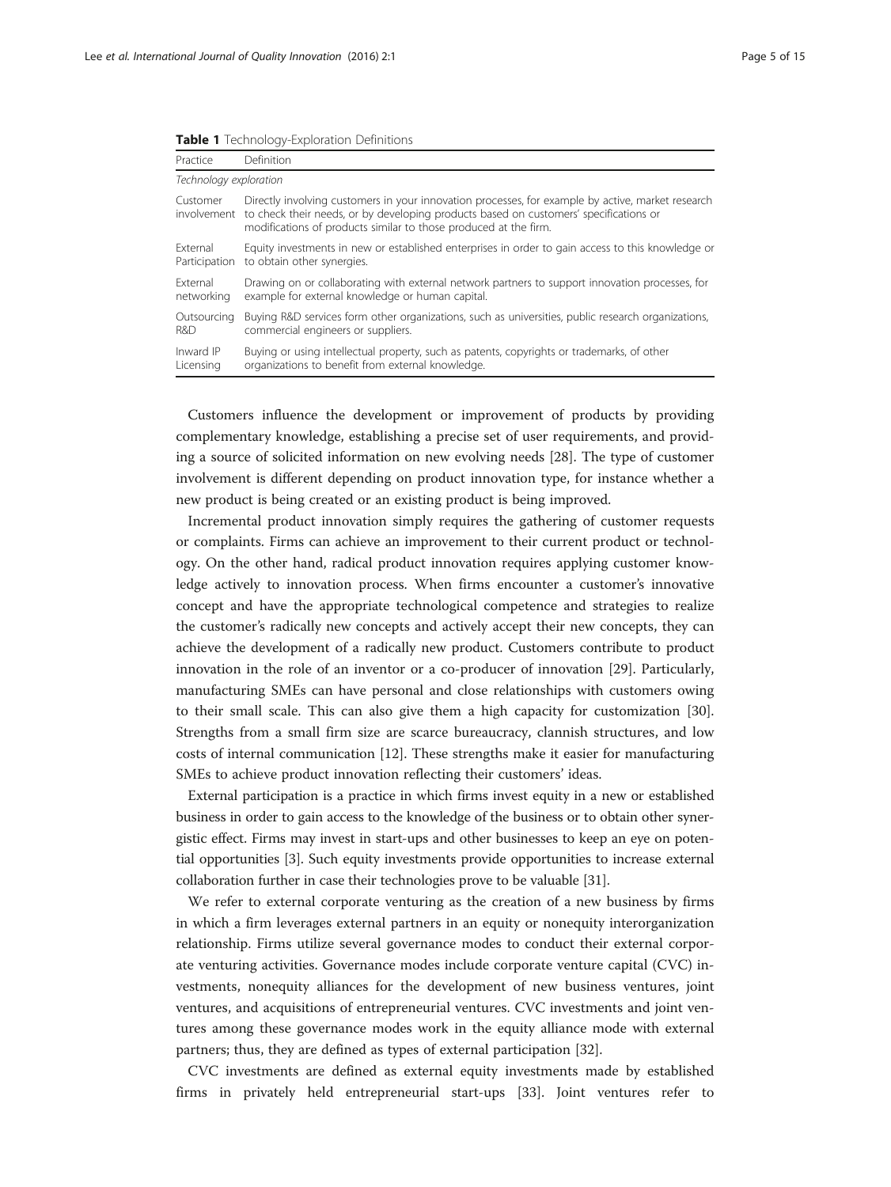**Table 1** Technology-Exploration Definitions

| Practice | Definition |
|---|---|
| *Technology exploration* | |
| Customer involvement | Directly involving customers in your innovation processes, for example by active, market research to check their needs, or by developing products based on customers' specifications or modifications of products similar to those produced at the firm. |
| External Participation | Equity investments in new or established enterprises in order to gain access to this knowledge or to obtain other synergies. |
| External networking | Drawing on or collaborating with external network partners to support innovation processes, for example for external knowledge or human capital. |
| Outsourcing R&D | Buying R&D services form other organizations, such as universities, public research organizations, commercial engineers or suppliers. |
| Inward IP Licensing | Buying or using intellectual property, such as patents, copyrights or trademarks, of other organizations to benefit from external knowledge. |

Customers influence the development or improvement of products by providing complementary knowledge, establishing a precise set of user requirements, and providing a source of solicited information on new evolving needs [28]. The type of customer involvement is different depending on product innovation type, for instance whether a new product is being created or an existing product is being improved.

Incremental product innovation simply requires the gathering of customer requests or complaints. Firms can achieve an improvement to their current product or technology. On the other hand, radical product innovation requires applying customer knowledge actively to innovation process. When firms encounter a customer's innovative concept and have the appropriate technological competence and strategies to realize the customer's radically new concepts and actively accept their new concepts, they can achieve the development of a radically new product. Customers contribute to product innovation in the role of an inventor or a co-producer of innovation [29]. Particularly, manufacturing SMEs can have personal and close relationships with customers owing to their small scale. This can also give them a high capacity for customization [30]. Strengths from a small firm size are scarce bureaucracy, clannish structures, and low costs of internal communication [12]. These strengths make it easier for manufacturing SMEs to achieve product innovation reflecting their customers' ideas.

External participation is a practice in which firms invest equity in a new or established business in order to gain access to the knowledge of the business or to obtain other synergistic effect. Firms may invest in start-ups and other businesses to keep an eye on potential opportunities [3]. Such equity investments provide opportunities to increase external collaboration further in case their technologies prove to be valuable [31].

We refer to external corporate venturing as the creation of a new business by firms in which a firm leverages external partners in an equity or nonequity interorganization relationship. Firms utilize several governance modes to conduct their external corporate venturing activities. Governance modes include corporate venture capital (CVC) investments, nonequity alliances for the development of new business ventures, joint ventures, and acquisitions of entrepreneurial ventures. CVC investments and joint ventures among these governance modes work in the equity alliance mode with external partners; thus, they are defined as types of external participation [32].

CVC investments are defined as external equity investments made by established firms in privately held entrepreneurial start-ups [33]. Joint ventures refer to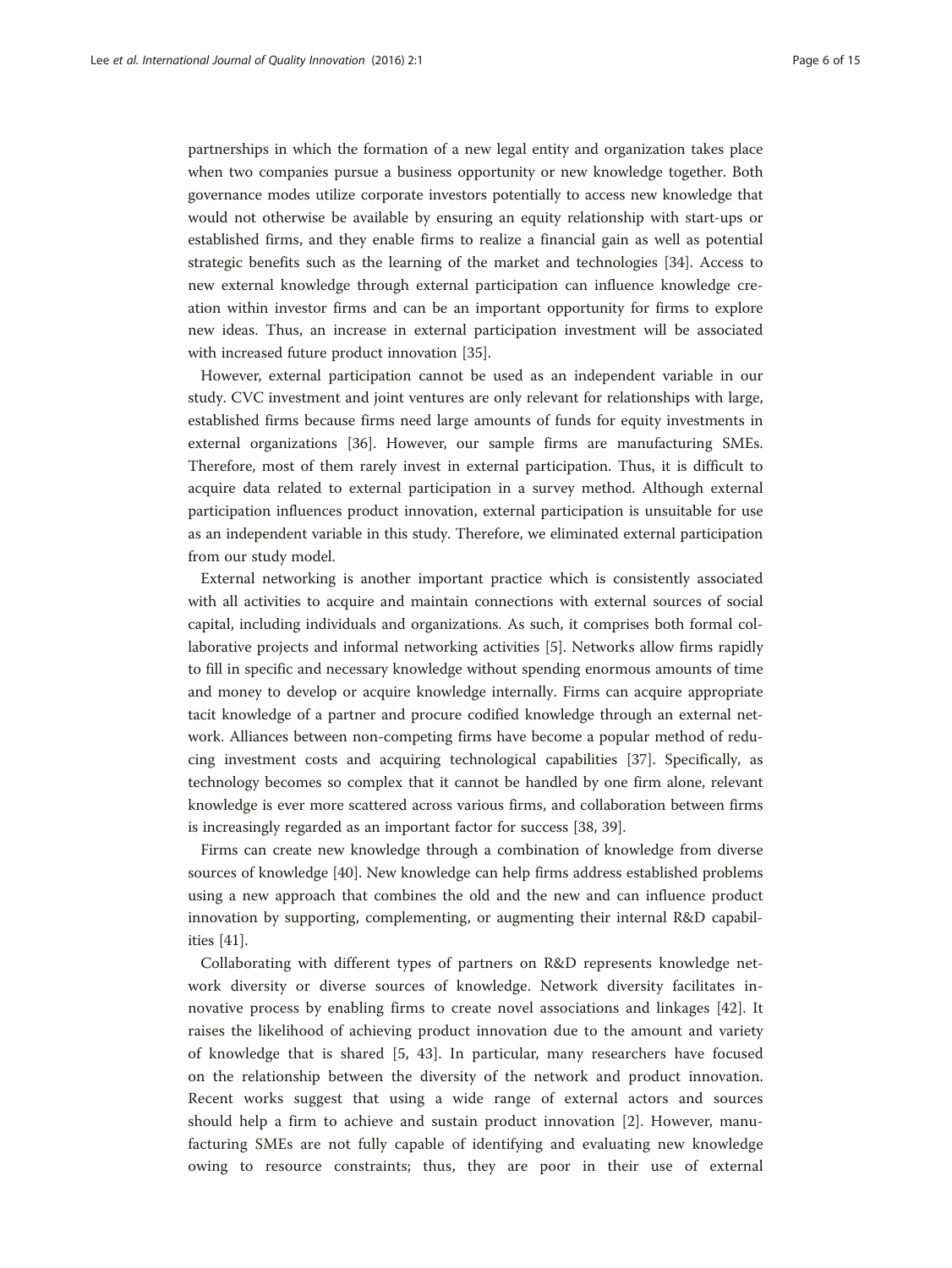partnerships in which the formation of a new legal entity and organization takes place when two companies pursue a business opportunity or new knowledge together. Both governance modes utilize corporate investors potentially to access new knowledge that would not otherwise be available by ensuring an equity relationship with start-ups or established firms, and they enable firms to realize a financial gain as well as potential strategic benefits such as the learning of the market and technologies [34]. Access to new external knowledge through external participation can influence knowledge creation within investor firms and can be an important opportunity for firms to explore new ideas. Thus, an increase in external participation investment will be associated with increased future product innovation [35].

However, external participation cannot be used as an independent variable in our study. CVC investment and joint ventures are only relevant for relationships with large, established firms because firms need large amounts of funds for equity investments in external organizations [36]. However, our sample firms are manufacturing SMEs. Therefore, most of them rarely invest in external participation. Thus, it is difficult to acquire data related to external participation in a survey method. Although external participation influences product innovation, external participation is unsuitable for use as an independent variable in this study. Therefore, we eliminated external participation from our study model.

External networking is another important practice which is consistently associated with all activities to acquire and maintain connections with external sources of social capital, including individuals and organizations. As such, it comprises both formal collaborative projects and informal networking activities [5]. Networks allow firms rapidly to fill in specific and necessary knowledge without spending enormous amounts of time and money to develop or acquire knowledge internally. Firms can acquire appropriate tacit knowledge of a partner and procure codified knowledge through an external network. Alliances between non-competing firms have become a popular method of reducing investment costs and acquiring technological capabilities [37]. Specifically, as technology becomes so complex that it cannot be handled by one firm alone, relevant knowledge is ever more scattered across various firms, and collaboration between firms is increasingly regarded as an important factor for success [38, 39].

Firms can create new knowledge through a combination of knowledge from diverse sources of knowledge [40]. New knowledge can help firms address established problems using a new approach that combines the old and the new and can influence product innovation by supporting, complementing, or augmenting their internal R&D capabilities [41].

Collaborating with different types of partners on R&D represents knowledge network diversity or diverse sources of knowledge. Network diversity facilitates innovative process by enabling firms to create novel associations and linkages [42]. It raises the likelihood of achieving product innovation due to the amount and variety of knowledge that is shared [5, 43]. In particular, many researchers have focused on the relationship between the diversity of the network and product innovation. Recent works suggest that using a wide range of external actors and sources should help a firm to achieve and sustain product innovation [2]. However, manufacturing SMEs are not fully capable of identifying and evaluating new knowledge owing to resource constraints; thus, they are poor in their use of external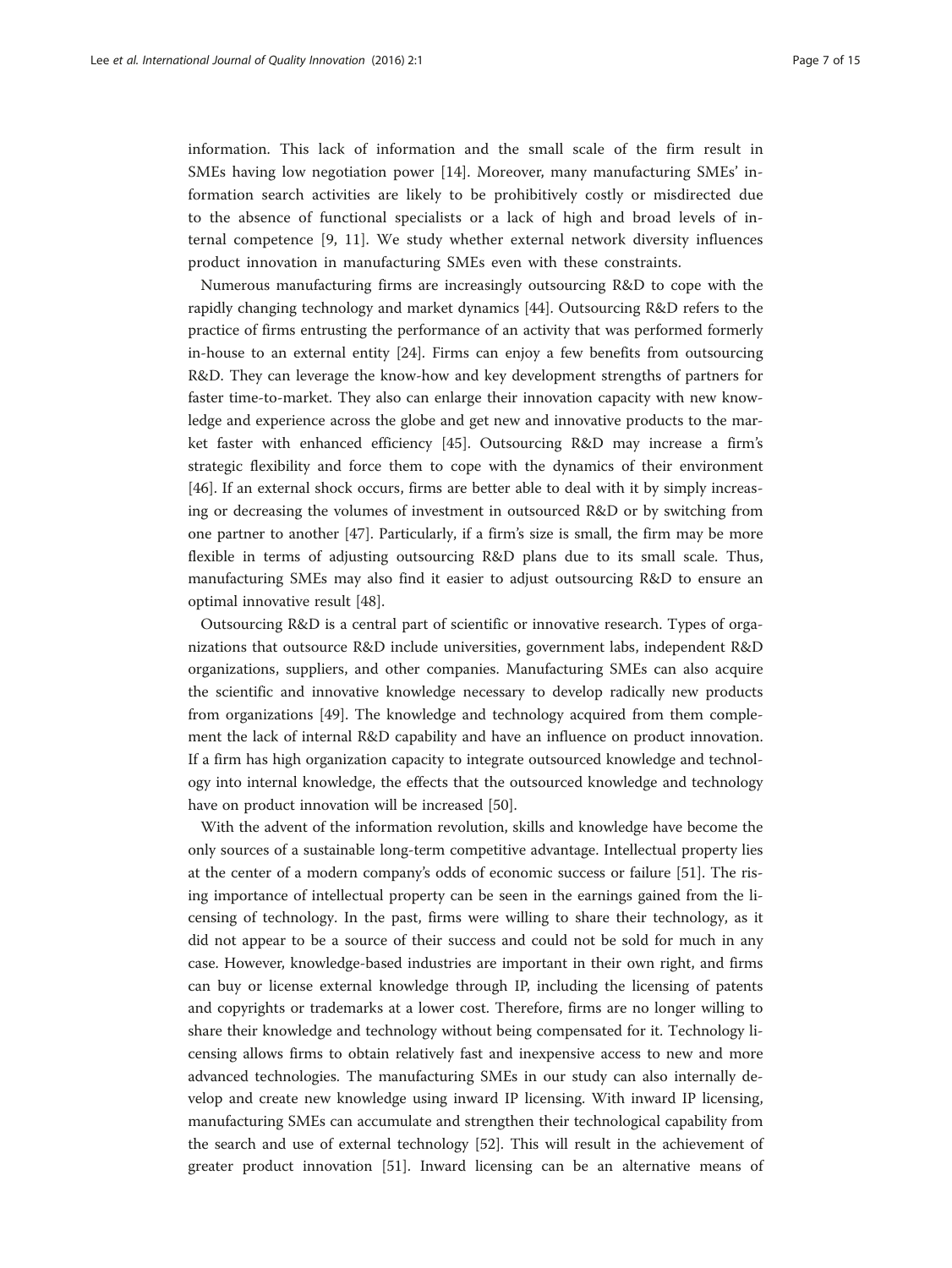information. This lack of information and the small scale of the firm result in SMEs having low negotiation power [14]. Moreover, many manufacturing SMEs' information search activities are likely to be prohibitively costly or misdirected due to the absence of functional specialists or a lack of high and broad levels of internal competence [9, 11]. We study whether external network diversity influences product innovation in manufacturing SMEs even with these constraints.

Numerous manufacturing firms are increasingly outsourcing R&D to cope with the rapidly changing technology and market dynamics [44]. Outsourcing R&D refers to the practice of firms entrusting the performance of an activity that was performed formerly in-house to an external entity [24]. Firms can enjoy a few benefits from outsourcing R&D. They can leverage the know-how and key development strengths of partners for faster time-to-market. They also can enlarge their innovation capacity with new knowledge and experience across the globe and get new and innovative products to the market faster with enhanced efficiency [45]. Outsourcing R&D may increase a firm's strategic flexibility and force them to cope with the dynamics of their environment [46]. If an external shock occurs, firms are better able to deal with it by simply increasing or decreasing the volumes of investment in outsourced R&D or by switching from one partner to another [47]. Particularly, if a firm's size is small, the firm may be more flexible in terms of adjusting outsourcing R&D plans due to its small scale. Thus, manufacturing SMEs may also find it easier to adjust outsourcing R&D to ensure an optimal innovative result [48].

Outsourcing R&D is a central part of scientific or innovative research. Types of organizations that outsource R&D include universities, government labs, independent R&D organizations, suppliers, and other companies. Manufacturing SMEs can also acquire the scientific and innovative knowledge necessary to develop radically new products from organizations [49]. The knowledge and technology acquired from them complement the lack of internal R&D capability and have an influence on product innovation. If a firm has high organization capacity to integrate outsourced knowledge and technology into internal knowledge, the effects that the outsourced knowledge and technology have on product innovation will be increased [50].

With the advent of the information revolution, skills and knowledge have become the only sources of a sustainable long-term competitive advantage. Intellectual property lies at the center of a modern company's odds of economic success or failure [51]. The rising importance of intellectual property can be seen in the earnings gained from the licensing of technology. In the past, firms were willing to share their technology, as it did not appear to be a source of their success and could not be sold for much in any case. However, knowledge-based industries are important in their own right, and firms can buy or license external knowledge through IP, including the licensing of patents and copyrights or trademarks at a lower cost. Therefore, firms are no longer willing to share their knowledge and technology without being compensated for it. Technology licensing allows firms to obtain relatively fast and inexpensive access to new and more advanced technologies. The manufacturing SMEs in our study can also internally develop and create new knowledge using inward IP licensing. With inward IP licensing, manufacturing SMEs can accumulate and strengthen their technological capability from the search and use of external technology [52]. This will result in the achievement of greater product innovation [51]. Inward licensing can be an alternative means of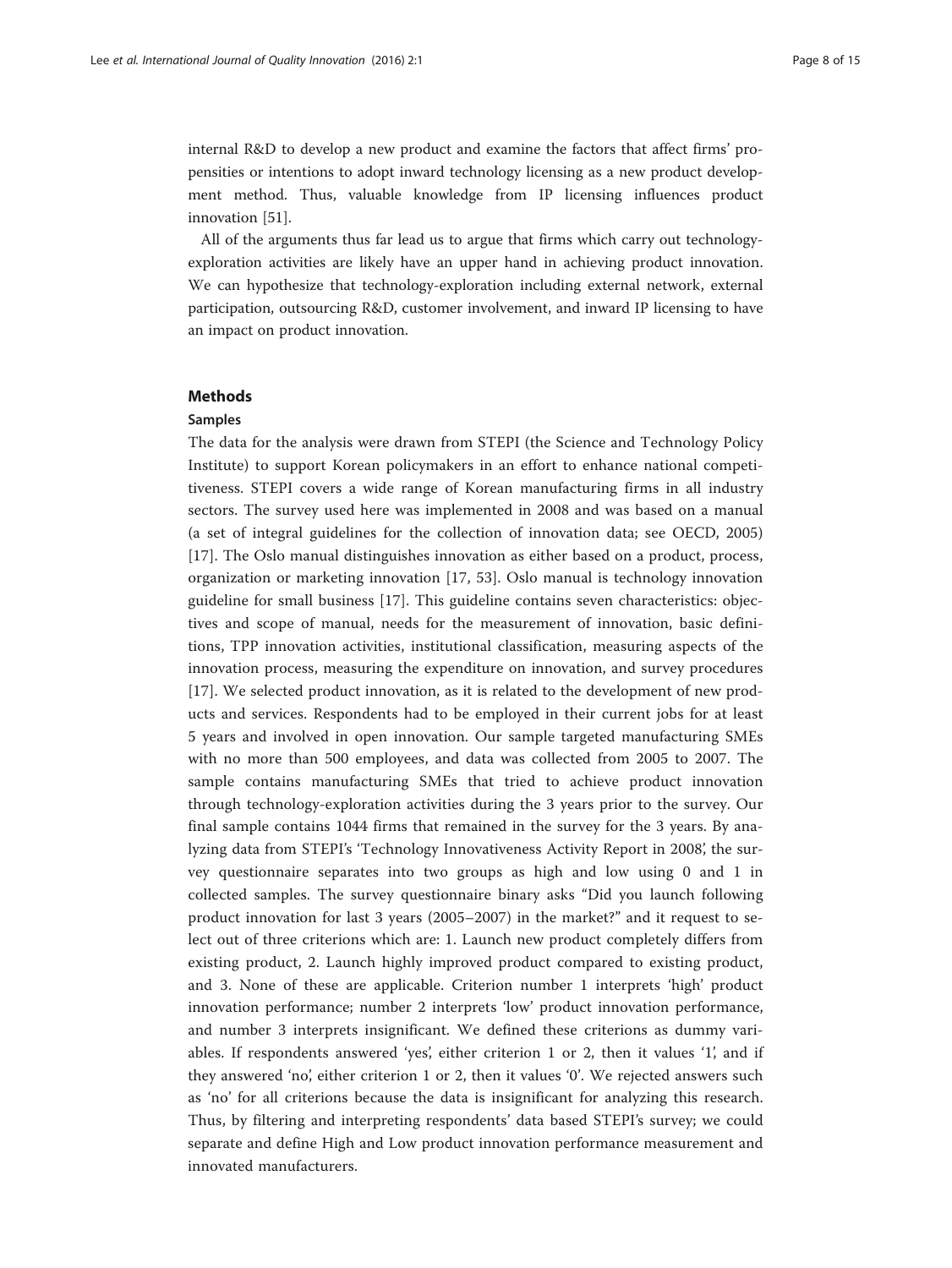internal R&D to develop a new product and examine the factors that affect firms' propensities or intentions to adopt inward technology licensing as a new product development method. Thus, valuable knowledge from IP licensing influences product innovation [51].

All of the arguments thus far lead us to argue that firms which carry out technology-exploration activities are likely have an upper hand in achieving product innovation. We can hypothesize that technology-exploration including external network, external participation, outsourcing R&D, customer involvement, and inward IP licensing to have an impact on product innovation.

## Methods

### Samples

The data for the analysis were drawn from STEPI (the Science and Technology Policy Institute) to support Korean policymakers in an effort to enhance national competitiveness. STEPI covers a wide range of Korean manufacturing firms in all industry sectors. The survey used here was implemented in 2008 and was based on a manual (a set of integral guidelines for the collection of innovation data; see OECD, 2005) [17]. The Oslo manual distinguishes innovation as either based on a product, process, organization or marketing innovation [17, 53]. Oslo manual is technology innovation guideline for small business [17]. This guideline contains seven characteristics: objectives and scope of manual, needs for the measurement of innovation, basic definitions, TPP innovation activities, institutional classification, measuring aspects of the innovation process, measuring the expenditure on innovation, and survey procedures [17]. We selected product innovation, as it is related to the development of new products and services. Respondents had to be employed in their current jobs for at least 5 years and involved in open innovation. Our sample targeted manufacturing SMEs with no more than 500 employees, and data was collected from 2005 to 2007. The sample contains manufacturing SMEs that tried to achieve product innovation through technology-exploration activities during the 3 years prior to the survey. Our final sample contains 1044 firms that remained in the survey for the 3 years. By analyzing data from STEPI's 'Technology Innovativeness Activity Report in 2008', the survey questionnaire separates into two groups as high and low using 0 and 1 in collected samples. The survey questionnaire binary asks "Did you launch following product innovation for last 3 years (2005–2007) in the market?" and it request to select out of three criterions which are: 1. Launch new product completely differs from existing product, 2. Launch highly improved product compared to existing product, and 3. None of these are applicable. Criterion number 1 interprets 'high' product innovation performance; number 2 interprets 'low' product innovation performance, and number 3 interprets insignificant. We defined these criterions as dummy variables. If respondents answered 'yes', either criterion 1 or 2, then it values '1', and if they answered 'no', either criterion 1 or 2, then it values '0'. We rejected answers such as 'no' for all criterions because the data is insignificant for analyzing this research. Thus, by filtering and interpreting respondents' data based STEPI's survey; we could separate and define High and Low product innovation performance measurement and innovated manufacturers.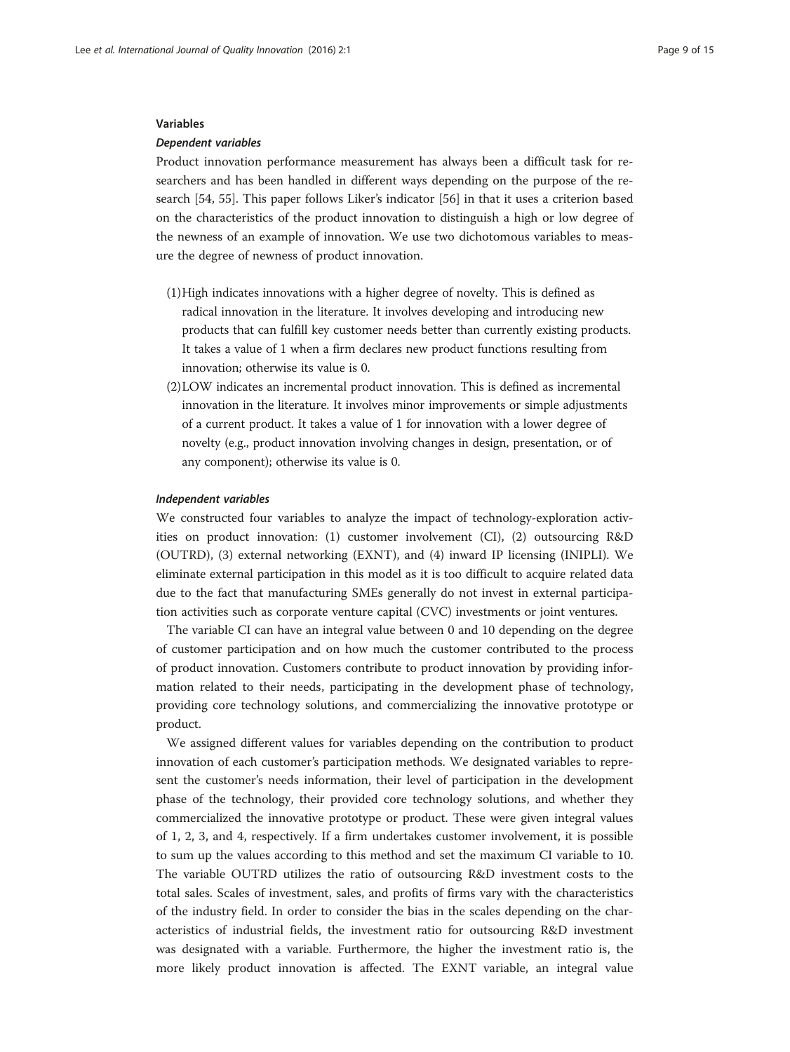### Variables

#### *Dependent variables*

Product innovation performance measurement has always been a difficult task for researchers and has been handled in different ways depending on the purpose of the research [54, 55]. This paper follows Liker's indicator [56] in that it uses a criterion based on the characteristics of the product innovation to distinguish a high or low degree of the newness of an example of innovation. We use two dichotomous variables to measure the degree of newness of product innovation.

(1) High indicates innovations with a higher degree of novelty. This is defined as radical innovation in the literature. It involves developing and introducing new products that can fulfill key customer needs better than currently existing products. It takes a value of 1 when a firm declares new product functions resulting from innovation; otherwise its value is 0.

(2) LOW indicates an incremental product innovation. This is defined as incremental innovation in the literature. It involves minor improvements or simple adjustments of a current product. It takes a value of 1 for innovation with a lower degree of novelty (e.g., product innovation involving changes in design, presentation, or of any component); otherwise its value is 0.

#### *Independent variables*

We constructed four variables to analyze the impact of technology-exploration activities on product innovation: (1) customer involvement (CI), (2) outsourcing R&D (OUTRD), (3) external networking (EXNT), and (4) inward IP licensing (INIPLI). We eliminate external participation in this model as it is too difficult to acquire related data due to the fact that manufacturing SMEs generally do not invest in external participation activities such as corporate venture capital (CVC) investments or joint ventures.

The variable CI can have an integral value between 0 and 10 depending on the degree of customer participation and on how much the customer contributed to the process of product innovation. Customers contribute to product innovation by providing information related to their needs, participating in the development phase of technology, providing core technology solutions, and commercializing the innovative prototype or product.

We assigned different values for variables depending on the contribution to product innovation of each customer's participation methods. We designated variables to represent the customer's needs information, their level of participation in the development phase of the technology, their provided core technology solutions, and whether they commercialized the innovative prototype or product. These were given integral values of 1, 2, 3, and 4, respectively. If a firm undertakes customer involvement, it is possible to sum up the values according to this method and set the maximum CI variable to 10. The variable OUTRD utilizes the ratio of outsourcing R&D investment costs to the total sales. Scales of investment, sales, and profits of firms vary with the characteristics of the industry field. In order to consider the bias in the scales depending on the characteristics of industrial fields, the investment ratio for outsourcing R&D investment was designated with a variable. Furthermore, the higher the investment ratio is, the more likely product innovation is affected. The EXNT variable, an integral value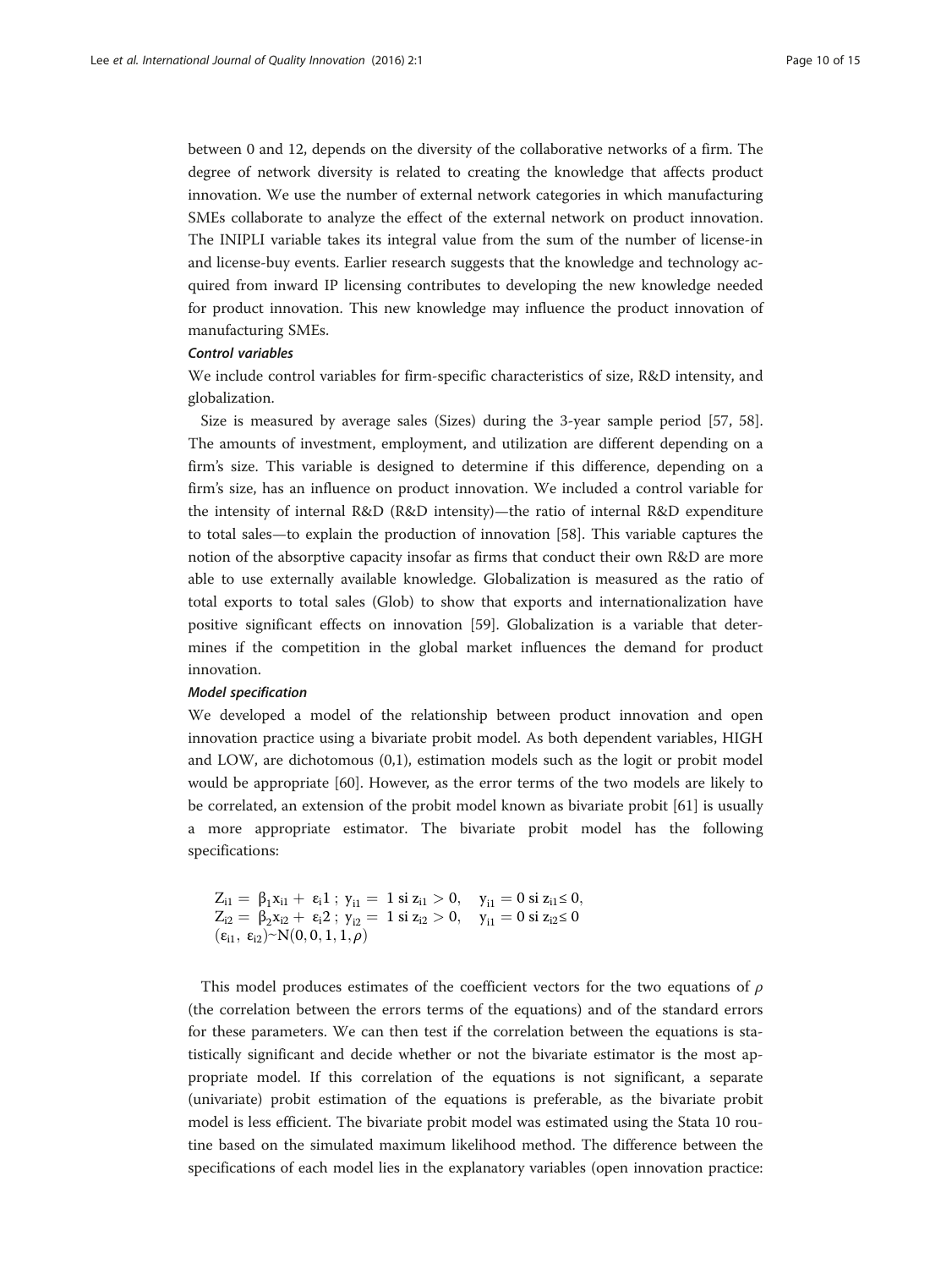between 0 and 12, depends on the diversity of the collaborative networks of a firm. The degree of network diversity is related to creating the knowledge that affects product innovation. We use the number of external network categories in which manufacturing SMEs collaborate to analyze the effect of the external network on product innovation. The INIPLI variable takes its integral value from the sum of the number of license-in and license-buy events. Earlier research suggests that the knowledge and technology acquired from inward IP licensing contributes to developing the new knowledge needed for product innovation. This new knowledge may influence the product innovation of manufacturing SMEs.

#### *Control variables*

We include control variables for firm-specific characteristics of size, R&D intensity, and globalization.

Size is measured by average sales (Sizes) during the 3-year sample period [57, 58]. The amounts of investment, employment, and utilization are different depending on a firm's size. This variable is designed to determine if this difference, depending on a firm's size, has an influence on product innovation. We included a control variable for the intensity of internal R&D (R&D intensity)—the ratio of internal R&D expenditure to total sales—to explain the production of innovation [58]. This variable captures the notion of the absorptive capacity insofar as firms that conduct their own R&D are more able to use externally available knowledge. Globalization is measured as the ratio of total exports to total sales (Glob) to show that exports and internationalization have positive significant effects on innovation [59]. Globalization is a variable that determines if the competition in the global market influences the demand for product innovation.

#### *Model specification*

We developed a model of the relationship between product innovation and open innovation practice using a bivariate probit model. As both dependent variables, HIGH and LOW, are dichotomous (0,1), estimation models such as the logit or probit model would be appropriate [60]. However, as the error terms of the two models are likely to be correlated, an extension of the probit model known as bivariate probit [61] is usually a more appropriate estimator. The bivariate probit model has the following specifications:

$$
\begin{aligned}
&Z_{i1} = \beta_1 x_{i1} + \varepsilon_i 1 \,;\; y_{i1} = 1 \text{ si } z_{i1} > 0, \quad y_{i1} = 0 \text{ si } z_{i1} \leq 0, \\
&Z_{i2} = \beta_2 x_{i2} + \varepsilon_i 2 \,;\; y_{i2} = 1 \text{ si } z_{i2} > 0, \quad y_{i1} = 0 \text{ si } z_{i2} \leq 0 \\
&(\varepsilon_{i1}, \varepsilon_{i2}) \sim N(0, 0, 1, 1, \rho)
\end{aligned}
$$

This model produces estimates of the coefficient vectors for the two equations of $\rho$ (the correlation between the errors terms of the equations) and of the standard errors for these parameters. We can then test if the correlation between the equations is statistically significant and decide whether or not the bivariate estimator is the most appropriate model. If this correlation of the equations is not significant, a separate (univariate) probit estimation of the equations is preferable, as the bivariate probit model is less efficient. The bivariate probit model was estimated using the Stata 10 routine based on the simulated maximum likelihood method. The difference between the specifications of each model lies in the explanatory variables (open innovation practice: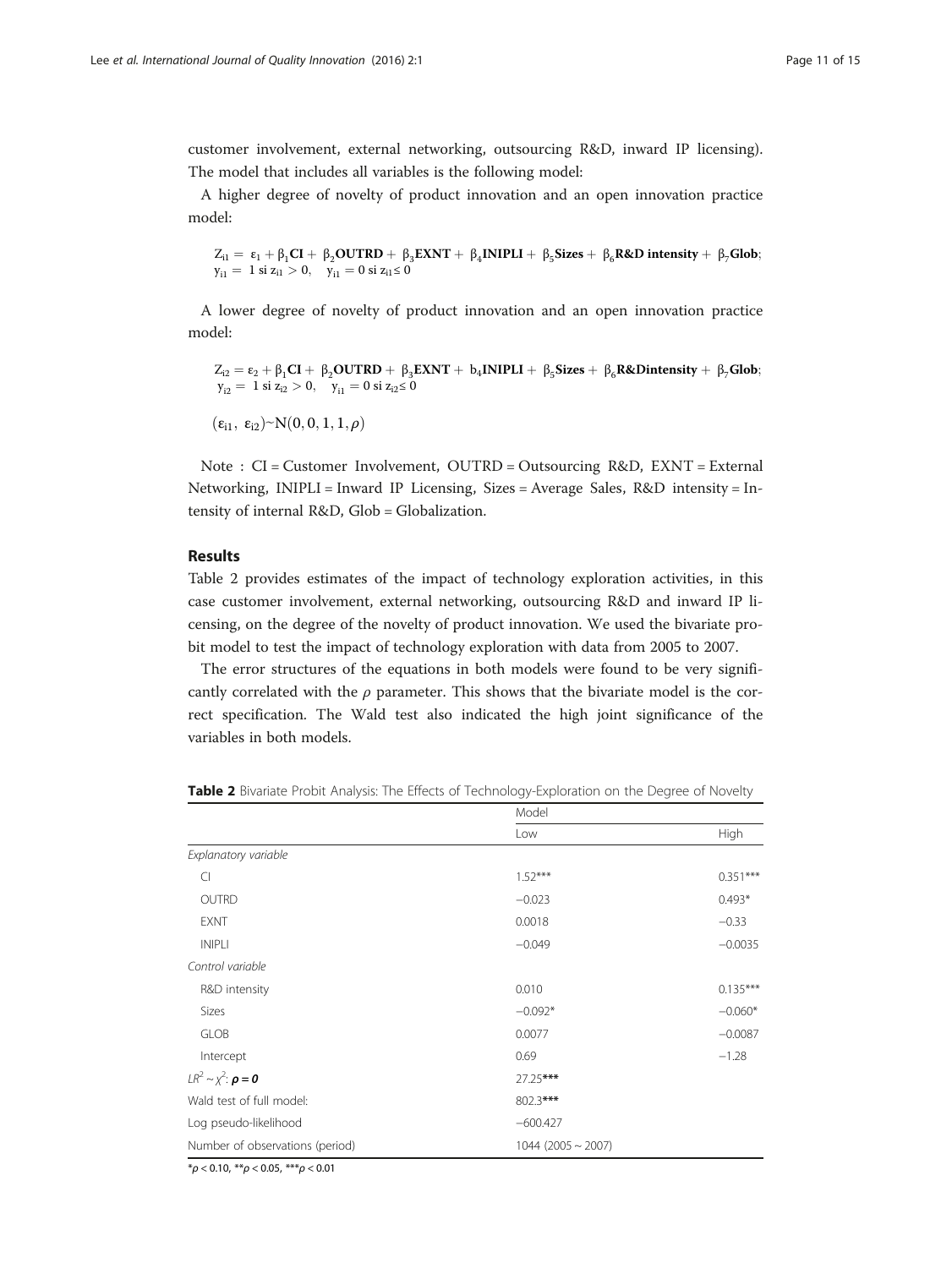customer involvement, external networking, outsourcing R&D, inward IP licensing). The model that includes all variables is the following model:

A higher degree of novelty of product innovation and an open innovation practice model:

$$Z_{i1} = \varepsilon_1 + \beta_1 \mathbf{CI} + \beta_2 \mathbf{OUTRD} + \beta_3 \mathbf{EXNT} + \beta_4 \mathbf{INIPLI} + \beta_5 \mathbf{Sizes} + \beta_6 \mathbf{R\&D\ intensity} + \beta_7 \mathbf{Glob};$$
$$y_{i1} = 1 \text{ si } z_{i1} > 0, \quad y_{i1} = 0 \text{ si } z_{i1} \leq 0$$

A lower degree of novelty of product innovation and an open innovation practice model:

$$Z_{i2} = \varepsilon_2 + \beta_1 \mathbf{CI} + \beta_2 \mathbf{OUTRD} + \beta_3 \mathbf{EXNT} + b_4 \mathbf{INIPLI} + \beta_5 \mathbf{Sizes} + \beta_6 \mathbf{R\&Dintensity} + \beta_7 \mathbf{Glob};$$
$$y_{i2} = 1 \text{ si } z_{i2} > 0, \quad y_{i1} = 0 \text{ si } z_{i2} \leq 0$$

$$(\varepsilon_{i1}, \varepsilon_{i2}) \sim N(0, 0, 1, 1, \rho)$$

Note : CI = Customer Involvement, OUTRD = Outsourcing R&D, EXNT = External Networking, INIPLI = Inward IP Licensing, Sizes = Average Sales, R&D intensity = Intensity of internal R&D, Glob = Globalization.

## Results

Table 2 provides estimates of the impact of technology exploration activities, in this case customer involvement, external networking, outsourcing R&D and inward IP licensing, on the degree of the novelty of product innovation. We used the bivariate probit model to test the impact of technology exploration with data from 2005 to 2007.

The error structures of the equations in both models were found to be very significantly correlated with the $\rho$ parameter. This shows that the bivariate model is the correct specification. The Wald test also indicated the high joint significance of the variables in both models.

**Table 2** Bivariate Probit Analysis: The Effects of Technology-Exploration on the Degree of Novelty

| | Model | |
|---|---|---|
| | Low | High |
| *Explanatory variable* | | |
| CI | 1.52*** | 0.351*** |
| OUTRD | −0.023 | 0.493* |
| EXNT | 0.0018 | −0.33 |
| INIPLI | −0.049 | −0.0035 |
| *Control variable* | | |
| R&D intensity | 0.010 | 0.135*** |
| Sizes | −0.092* | −0.060* |
| GLOB | 0.0077 | −0.0087 |
| Intercept | 0.69 | −1.28 |
| $LR^2 \sim \chi^2$: $\boldsymbol{\rho = 0}$ | 27.25*** | |
| Wald test of full model: | 802.3*** | |
| Log pseudo-likelihood | −600.427 | |
| Number of observations (period) | 1044 (2005 ~ 2007) | |

*$p < 0.10$, **$p < 0.05$, ***$p < 0.01$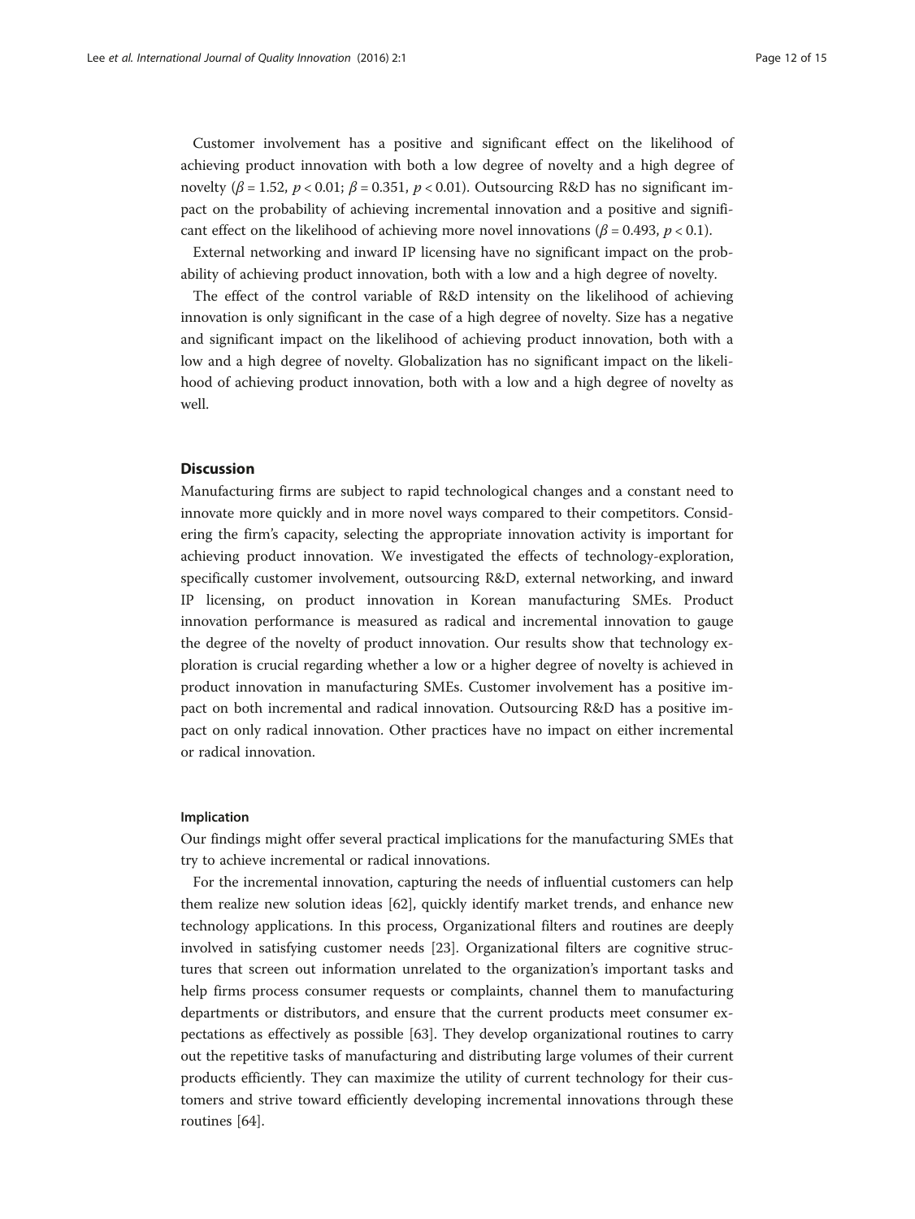Customer involvement has a positive and significant effect on the likelihood of achieving product innovation with both a low degree of novelty and a high degree of novelty ($\beta = 1.52$, $p < 0.01$; $\beta = 0.351$, $p < 0.01$). Outsourcing R&D has no significant impact on the probability of achieving incremental innovation and a positive and significant effect on the likelihood of achieving more novel innovations ($\beta = 0.493$, $p < 0.1$).

External networking and inward IP licensing have no significant impact on the probability of achieving product innovation, both with a low and a high degree of novelty.

The effect of the control variable of R&D intensity on the likelihood of achieving innovation is only significant in the case of a high degree of novelty. Size has a negative and significant impact on the likelihood of achieving product innovation, both with a low and a high degree of novelty. Globalization has no significant impact on the likelihood of achieving product innovation, both with a low and a high degree of novelty as well.

## Discussion

Manufacturing firms are subject to rapid technological changes and a constant need to innovate more quickly and in more novel ways compared to their competitors. Considering the firm's capacity, selecting the appropriate innovation activity is important for achieving product innovation. We investigated the effects of technology-exploration, specifically customer involvement, outsourcing R&D, external networking, and inward IP licensing, on product innovation in Korean manufacturing SMEs. Product innovation performance is measured as radical and incremental innovation to gauge the degree of the novelty of product innovation. Our results show that technology exploration is crucial regarding whether a low or a higher degree of novelty is achieved in product innovation in manufacturing SMEs. Customer involvement has a positive impact on both incremental and radical innovation. Outsourcing R&D has a positive impact on only radical innovation. Other practices have no impact on either incremental or radical innovation.

### Implication

Our findings might offer several practical implications for the manufacturing SMEs that try to achieve incremental or radical innovations.

For the incremental innovation, capturing the needs of influential customers can help them realize new solution ideas [62], quickly identify market trends, and enhance new technology applications. In this process, Organizational filters and routines are deeply involved in satisfying customer needs [23]. Organizational filters are cognitive structures that screen out information unrelated to the organization's important tasks and help firms process consumer requests or complaints, channel them to manufacturing departments or distributors, and ensure that the current products meet consumer expectations as effectively as possible [63]. They develop organizational routines to carry out the repetitive tasks of manufacturing and distributing large volumes of their current products efficiently. They can maximize the utility of current technology for their customers and strive toward efficiently developing incremental innovations through these routines [64].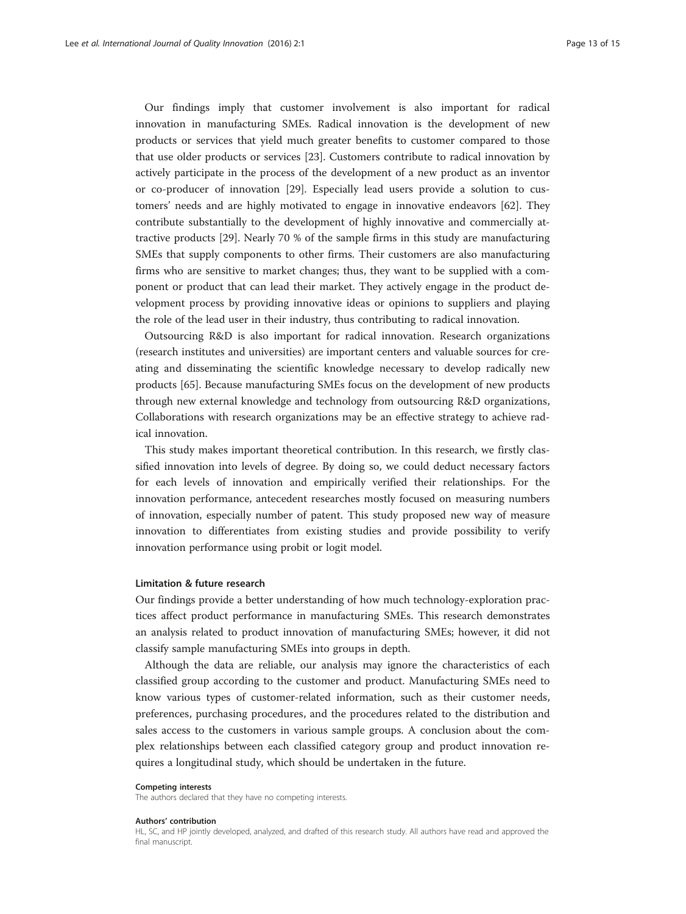Our findings imply that customer involvement is also important for radical innovation in manufacturing SMEs. Radical innovation is the development of new products or services that yield much greater benefits to customer compared to those that use older products or services [23]. Customers contribute to radical innovation by actively participate in the process of the development of a new product as an inventor or co-producer of innovation [29]. Especially lead users provide a solution to customers' needs and are highly motivated to engage in innovative endeavors [62]. They contribute substantially to the development of highly innovative and commercially attractive products [29]. Nearly 70 % of the sample firms in this study are manufacturing SMEs that supply components to other firms. Their customers are also manufacturing firms who are sensitive to market changes; thus, they want to be supplied with a component or product that can lead their market. They actively engage in the product development process by providing innovative ideas or opinions to suppliers and playing the role of the lead user in their industry, thus contributing to radical innovation.

Outsourcing R&D is also important for radical innovation. Research organizations (research institutes and universities) are important centers and valuable sources for creating and disseminating the scientific knowledge necessary to develop radically new products [65]. Because manufacturing SMEs focus on the development of new products through new external knowledge and technology from outsourcing R&D organizations, Collaborations with research organizations may be an effective strategy to achieve radical innovation.

This study makes important theoretical contribution. In this research, we firstly classified innovation into levels of degree. By doing so, we could deduct necessary factors for each levels of innovation and empirically verified their relationships. For the innovation performance, antecedent researches mostly focused on measuring numbers of innovation, especially number of patent. This study proposed new way of measure innovation to differentiates from existing studies and provide possibility to verify innovation performance using probit or logit model.

### Limitation & future research

Our findings provide a better understanding of how much technology-exploration practices affect product performance in manufacturing SMEs. This research demonstrates an analysis related to product innovation of manufacturing SMEs; however, it did not classify sample manufacturing SMEs into groups in depth.

Although the data are reliable, our analysis may ignore the characteristics of each classified group according to the customer and product. Manufacturing SMEs need to know various types of customer-related information, such as their customer needs, preferences, purchasing procedures, and the procedures related to the distribution and sales access to the customers in various sample groups. A conclusion about the complex relationships between each classified category group and product innovation requires a longitudinal study, which should be undertaken in the future.

#### Competing interests

The authors declared that they have no competing interests.

#### Authors' contribution

HL, SC, and HP jointly developed, analyzed, and drafted of this research study. All authors have read and approved the final manuscript.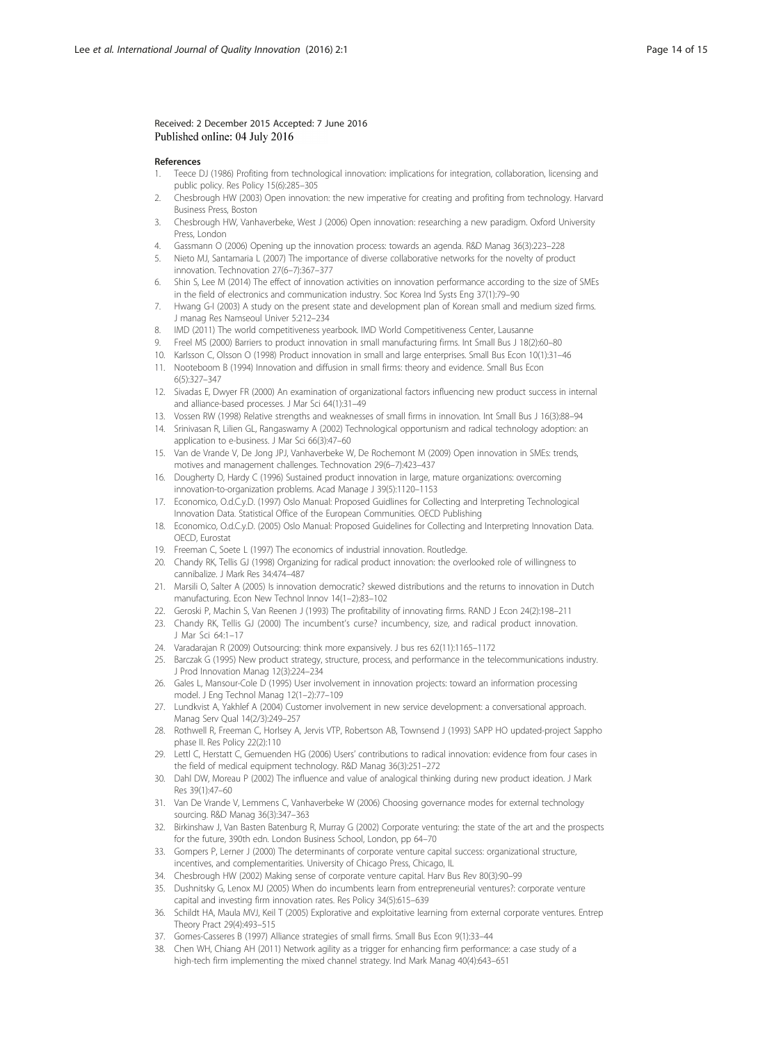Received: 2 December 2015 Accepted: 7 June 2016
Published online: 04 July 2016

#### References

1. Teece DJ (1986) Profiting from technological innovation: implications for integration, collaboration, licensing and public policy. Res Policy 15(6):285–305
2. Chesbrough HW (2003) Open innovation: the new imperative for creating and profiting from technology. Harvard Business Press, Boston
3. Chesbrough HW, Vanhaverbeke, West J (2006) Open innovation: researching a new paradigm. Oxford University Press, London
4. Gassmann O (2006) Opening up the innovation process: towards an agenda. R&D Manag 36(3):223–228
5. Nieto MJ, Santamaria L (2007) The importance of diverse collaborative networks for the novelty of product innovation. Technovation 27(6–7):367–377
6. Shin S, Lee M (2014) The effect of innovation activities on innovation performance according to the size of SMEs in the field of electronics and communication industry. Soc Korea Ind Systs Eng 37(1):79–90
7. Hwang G-I (2003) A study on the present state and development plan of Korean small and medium sized firms. J manag Res Namseoul Univer 5:212–234
8. IMD (2011) The world competitiveness yearbook. IMD World Competitiveness Center, Lausanne
9. Freel MS (2000) Barriers to product innovation in small manufacturing firms. Int Small Bus J 18(2):60–80
10. Karlsson C, Olsson O (1998) Product innovation in small and large enterprises. Small Bus Econ 10(1):31–46
11. Nooteboom B (1994) Innovation and diffusion in small firms: theory and evidence. Small Bus Econ 6(5):327–347
12. Sivadas E, Dwyer FR (2000) An examination of organizational factors influencing new product success in internal and alliance-based processes. J Mar Sci 64(1):31–49
13. Vossen RW (1998) Relative strengths and weaknesses of small firms in innovation. Int Small Bus J 16(3):88–94
14. Srinivasan R, Lilien GL, Rangaswamy A (2002) Technological opportunism and radical technology adoption: an application to e-business. J Mar Sci 66(3):47–60
15. Van de Vrande V, De Jong JPJ, Vanhaverbeke W, De Rochemont M (2009) Open innovation in SMEs: trends, motives and management challenges. Technovation 29(6–7):423–437
16. Dougherty D, Hardy C (1996) Sustained product innovation in large, mature organizations: overcoming innovation-to-organization problems. Acad Manage J 39(5):1120–1153
17. Economico, O.d.C.y.D. (1997) Oslo Manual: Proposed Guidlines for Collecting and Interpreting Technological Innovation Data. Statistical Office of the European Communities. OECD Publishing
18. Economico, O.d.C.y.D. (2005) Oslo Manual: Proposed Guidelines for Collecting and Interpreting Innovation Data. OECD, Eurostat
19. Freeman C, Soete L (1997) The economics of industrial innovation. Routledge.
20. Chandy RK, Tellis GJ (1998) Organizing for radical product innovation: the overlooked role of willingness to cannibalize. J Mark Res 34:474–487
21. Marsili O, Salter A (2005) Is innovation democratic? skewed distributions and the returns to innovation in Dutch manufacturing. Econ New Technol Innov 14(1–2):83–102
22. Geroski P, Machin S, Van Reenen J (1993) The profitability of innovating firms. RAND J Econ 24(2):198–211
23. Chandy RK, Tellis GJ (2000) The incumbent's curse? incumbency, size, and radical product innovation. J Mar Sci 64:1–17
24. Varadarajan R (2009) Outsourcing: think more expansively. J bus res 62(11):1165–1172
25. Barczak G (1995) New product strategy, structure, process, and performance in the telecommunications industry. J Prod Innovation Manag 12(3):224–234
26. Gales L, Mansour-Cole D (1995) User involvement in innovation projects: toward an information processing model. J Eng Technol Manag 12(1–2):77–109
27. Lundkvist A, Yakhlef A (2004) Customer involvement in new service development: a conversational approach. Manag Serv Qual 14(2/3):249–257
28. Rothwell R, Freeman C, Horlsey A, Jervis VTP, Robertson AB, Townsend J (1993) SAPP HO updated-project Sappho phase II. Res Policy 22(2):110
29. Lettl C, Herstatt C, Gemuenden HG (2006) Users' contributions to radical innovation: evidence from four cases in the field of medical equipment technology. R&D Manag 36(3):251–272
30. Dahl DW, Moreau P (2002) The influence and value of analogical thinking during new product ideation. J Mark Res 39(1):47–60
31. Van De Vrande V, Lemmens C, Vanhaverbeke W (2006) Choosing governance modes for external technology sourcing. R&D Manag 36(3):347–363
32. Birkinshaw J, Van Basten Batenburg R, Murray G (2002) Corporate venturing: the state of the art and the prospects for the future, 390th edn. London Business School, London, pp 64–70
33. Gompers P, Lerner J (2000) The determinants of corporate venture capital success: organizational structure, incentives, and complementarities. University of Chicago Press, Chicago, IL
34. Chesbrough HW (2002) Making sense of corporate venture capital. Harv Bus Rev 80(3):90–99
35. Dushnitsky G, Lenox MJ (2005) When do incumbents learn from entrepreneurial ventures?: corporate venture capital and investing firm innovation rates. Res Policy 34(5):615–639
36. Schildt HA, Maula MVJ, Keil T (2005) Explorative and exploitative learning from external corporate ventures. Entrep Theory Pract 29(4):493–515
37. Gomes-Casseres B (1997) Alliance strategies of small firms. Small Bus Econ 9(1):33–44
38. Chen WH, Chiang AH (2011) Network agility as a trigger for enhancing firm performance: a case study of a high-tech firm implementing the mixed channel strategy. Ind Mark Manag 40(4):643–651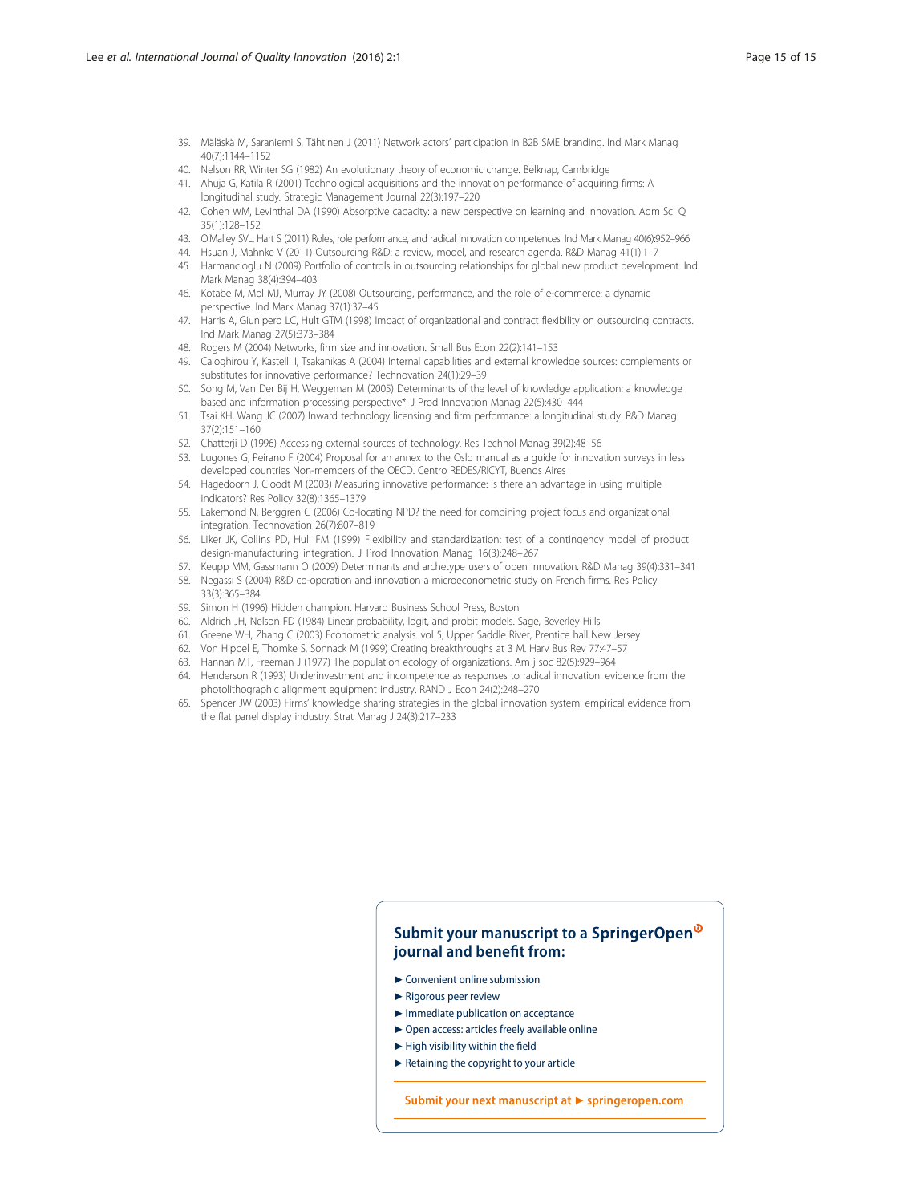39. Mäläskä M, Saraniemi S, Tähtinen J (2011) Network actors' participation in B2B SME branding. Ind Mark Manag 40(7):1144–1152
40. Nelson RR, Winter SG (1982) An evolutionary theory of economic change. Belknap, Cambridge
41. Ahuja G, Katila R (2001) Technological acquisitions and the innovation performance of acquiring firms: A longitudinal study. Strategic Management Journal 22(3):197–220
42. Cohen WM, Levinthal DA (1990) Absorptive capacity: a new perspective on learning and innovation. Adm Sci Q 35(1):128–152
43. O'Malley SVL, Hart S (2011) Roles, role performance, and radical innovation competences. Ind Mark Manag 40(6):952–966
44. Hsuan J, Mahnke V (2011) Outsourcing R&D: a review, model, and research agenda. R&D Manag 41(1):1–7
45. Harmancioglu N (2009) Portfolio of controls in outsourcing relationships for global new product development. Ind Mark Manag 38(4):394–403
46. Kotabe M, Mol MJ, Murray JY (2008) Outsourcing, performance, and the role of e-commerce: a dynamic perspective. Ind Mark Manag 37(1):37–45
47. Harris A, Giunipero LC, Hult GTM (1998) Impact of organizational and contract flexibility on outsourcing contracts. Ind Mark Manag 27(5):373–384
48. Rogers M (2004) Networks, firm size and innovation. Small Bus Econ 22(2):141–153
49. Caloghirou Y, Kastelli I, Tsakanikas A (2004) Internal capabilities and external knowledge sources: complements or substitutes for innovative performance? Technovation 24(1):29–39
50. Song M, Van Der Bij H, Weggeman M (2005) Determinants of the level of knowledge application: a knowledge based and information processing perspective*. J Prod Innovation Manag 22(5):430–444
51. Tsai KH, Wang JC (2007) Inward technology licensing and firm performance: a longitudinal study. R&D Manag 37(2):151–160
52. Chatterji D (1996) Accessing external sources of technology. Res Technol Manag 39(2):48–56
53. Lugones G, Peirano F (2004) Proposal for an annex to the Oslo manual as a guide for innovation surveys in less developed countries Non-members of the OECD. Centro REDES/RICYT, Buenos Aires
54. Hagedoorn J, Cloodt M (2003) Measuring innovative performance: is there an advantage in using multiple indicators? Res Policy 32(8):1365–1379
55. Lakemond N, Berggren C (2006) Co-locating NPD? the need for combining project focus and organizational integration. Technovation 26(7):807–819
56. Liker JK, Collins PD, Hull FM (1999) Flexibility and standardization: test of a contingency model of product design-manufacturing integration. J Prod Innovation Manag 16(3):248–267
57. Keupp MM, Gassmann O (2009) Determinants and archetype users of open innovation. R&D Manag 39(4):331–341
58. Negassi S (2004) R&D co-operation and innovation a microeconometric study on French firms. Res Policy 33(3):365–384
59. Simon H (1996) Hidden champion. Harvard Business School Press, Boston
60. Aldrich JH, Nelson FD (1984) Linear probability, logit, and probit models. Sage, Beverley Hills
61. Greene WH, Zhang C (2003) Econometric analysis. vol 5, Upper Saddle River, Prentice hall New Jersey
62. Von Hippel E, Thomke S, Sonnack M (1999) Creating breakthroughs at 3 M. Harv Bus Rev 77:47–57
63. Hannan MT, Freeman J (1977) The population ecology of organizations. Am j soc 82(5):929–964
64. Henderson R (1993) Underinvestment and incompetence as responses to radical innovation: evidence from the photolithographic alignment equipment industry. RAND J Econ 24(2):248–270
65. Spencer JW (2003) Firms' knowledge sharing strategies in the global innovation system: empirical evidence from the flat panel display industry. Strat Manag J 24(3):217–233

**Submit your manuscript to a SpringerOpen journal and benefit from:**

- ► Convenient online submission
- ► Rigorous peer review
- ► Immediate publication on acceptance
- ► Open access: articles freely available online
- ► High visibility within the field
- ► Retaining the copyright to your article

**Submit your next manuscript at ► springeropen.com**